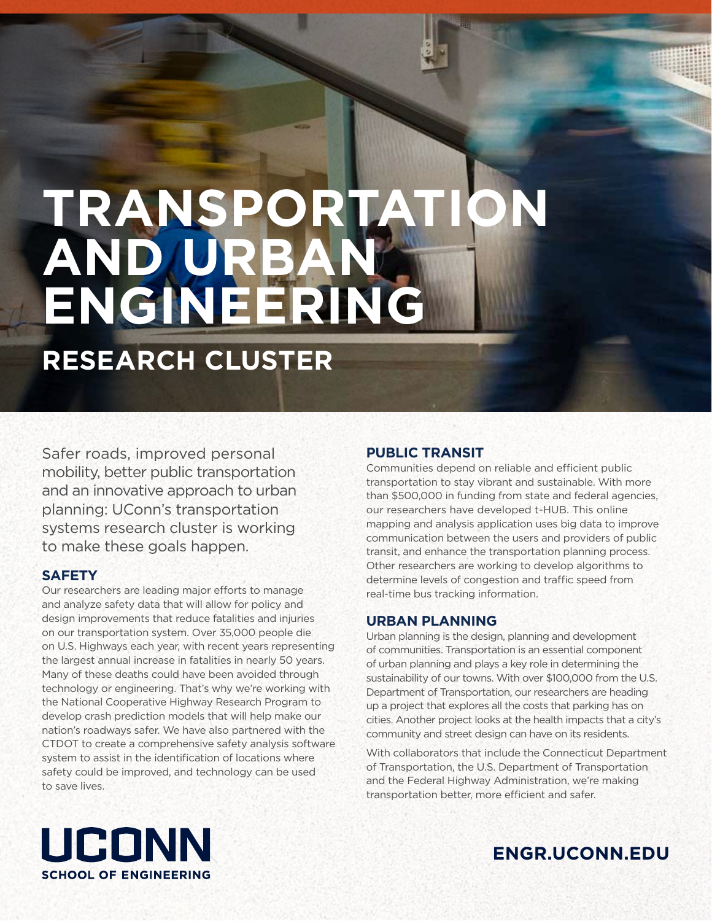# TRANSPORTATION AND URBAN ENGINEERING

## RESEARCH CLUSTER

Safer roads, improved personal mobility, better public transportation and an innovative approach to urban planning: UConn's transportation systems research cluster is working to make these goals happen.

### SAFETY

Our researchers are leading major efforts to manage and analyze safety data that will allow for policy and design improvements that reduce fatalities and injuries on our transportation system. Over 35,000 people die on U.S. Highways each year, with recent years representing the largest annual increase in fatalities in nearly 50 years. Many of these deaths could have been avoided through technology or engineering. That's why we're working with the National Cooperative Highway Research Program to develop crash prediction models that will help make our nation's roadways safer. We have also partnered with the CTDOT to create a comprehensive safety analysis software system to assist in the identification of locations where safety could be improved, and technology can be used to save lives.

### PUBLIC TRANSIT

Communities depend on reliable and efficient public transportation to stay vibrant and sustainable. With more than $500,000 in funding from state and federal agencies, our researchers have developed t-HUB. This online mapping and analysis application uses big data to improve communication between the users and providers of public transit, and enhance the transportation planning process. Other researchers are working to develop algorithms to determine levels of congestion and traffic speed from real-time bus tracking information.

### URBAN PLANNING

Urban planning is the design, planning and development of communities. Transportation is an essential component of urban planning and plays a key role in determining the sustainability of our towns. With over $100,000 from the U.S. Department of Transportation, our researchers are heading up a project that explores all the costs that parking has on cities. Another project looks at the health impacts that a city's community and street design can have on its residents.

With collaborators that include the Connecticut Department of Transportation, the U.S. Department of Transportation and the Federal Highway Administration, we're making transportation better, more efficient and safer.

**UCONN**
**SCHOOL OF ENGINEERING**

**ENGR.UCONN.EDU**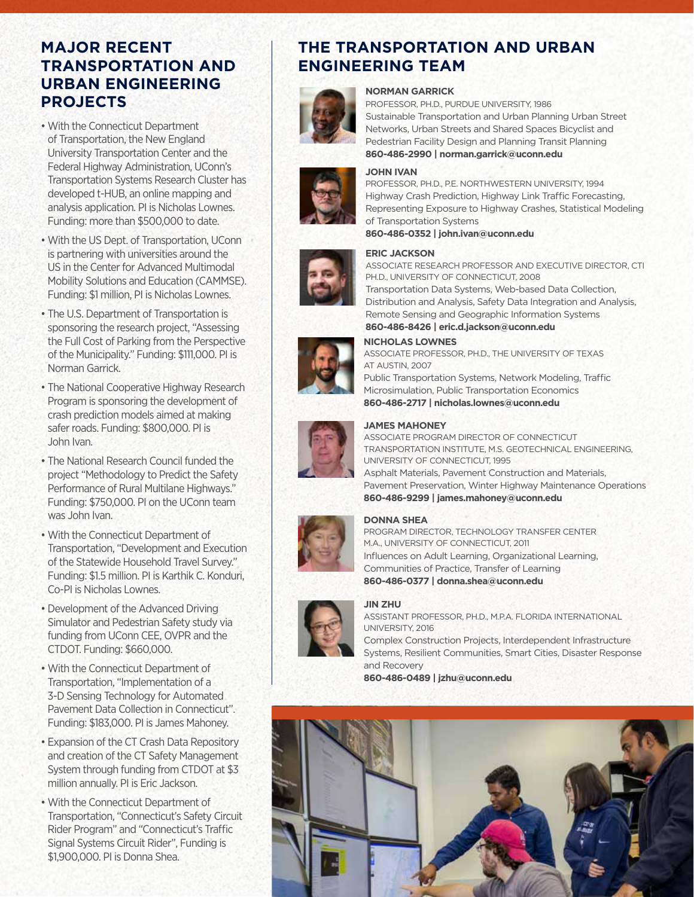## MAJOR RECENT TRANSPORTATION AND URBAN ENGINEERING PROJECTS

- With the Connecticut Department of Transportation, the New England University Transportation Center and the Federal Highway Administration, UConn's Transportation Systems Research Cluster has developed t-HUB, an online mapping and analysis application. PI is Nicholas Lownes. Funding: more than $500,000 to date.
- With the US Dept. of Transportation, UConn is partnering with universities around the US in the Center for Advanced Multimodal Mobility Solutions and Education (CAMMSE). Funding: $1 million, PI is Nicholas Lownes.
- The U.S. Department of Transportation is sponsoring the research project, "Assessing the Full Cost of Parking from the Perspective of the Municipality." Funding: $111,000. PI is Norman Garrick.
- The National Cooperative Highway Research Program is sponsoring the development of crash prediction models aimed at making safer roads. Funding: $800,000. PI is John Ivan.
- The National Research Council funded the project "Methodology to Predict the Safety Performance of Rural Multilane Highways." Funding: $750,000. PI on the UConn team was John Ivan.
- With the Connecticut Department of Transportation, "Development and Execution of the Statewide Household Travel Survey." Funding: $1.5 million. PI is Karthik C. Konduri, Co-PI is Nicholas Lownes.
- Development of the Advanced Driving Simulator and Pedestrian Safety via funding from UConn CEE, OVPR and the CTDOT. Funding: $660,000.
- With the Connecticut Department of Transportation, "Implementation of a 3-D Sensing Technology for Automated Pavement Data Collection in Connecticut". Funding: $183,000. PI is James Mahoney.
- Expansion of the CT Crash Data Repository and creation of the CT Safety Management System through funding from CTDOT at $3 million annually. PI is Eric Jackson.
- With the Connecticut Department of Transportation, "Connecticut's Safety Circuit Rider Program" and "Connecticut's Traffic Signal Systems Circuit Rider", Funding is $1,900,000. PI is Donna Shea.

## THE TRANSPORTATION AND URBAN ENGINEERING TEAM

**NORMAN GARRICK**
PROFESSOR, PH.D., PURDUE UNIVERSITY, 1986
Sustainable Transportation and Urban Planning Urban Street Networks, Urban Streets and Shared Spaces Bicyclist and Pedestrian Facility Design and Planning Transit Planning
**860-486-2990 | norman.garrick@uconn.edu**

**JOHN IVAN**
PROFESSOR, PH.D., P.E. NORTHWESTERN UNIVERSITY, 1994
Highway Crash Prediction, Highway Link Traffic Forecasting, Representing Exposure to Highway Crashes, Statistical Modeling of Transportation Systems
**860-486-0352 | john.ivan@uconn.edu**

**ERIC JACKSON**
ASSOCIATE RESEARCH PROFESSOR AND EXECUTIVE DIRECTOR, CTI
PH.D., UNIVERSITY OF CONNECTICUT, 2008
Transportation Data Systems, Web-based Data Collection, Distribution and Analysis, Safety Data Integration and Analysis, Remote Sensing and Geographic Information Systems
**860-486-8426 | eric.d.jackson@uconn.edu**

**NICHOLAS LOWNES**
ASSOCIATE PROFESSOR, PH.D., THE UNIVERSITY OF TEXAS AT AUSTIN, 2007
Public Transportation Systems, Network Modeling, Traffic Microsimulation, Public Transportation Economics
**860-486-2717 | nicholas.lownes@uconn.edu**

**JAMES MAHONEY**
ASSOCIATE PROGRAM DIRECTOR OF CONNECTICUT TRANSPORTATION INSTITUTE, M.S. GEOTECHNICAL ENGINEERING, UNIVERSITY OF CONNECTICUT, 1995
Asphalt Materials, Pavement Construction and Materials, Pavement Preservation, Winter Highway Maintenance Operations
**860-486-9299 | james.mahoney@uconn.edu**

**DONNA SHEA**
PROGRAM DIRECTOR, TECHNOLOGY TRANSFER CENTER
M.A., UNIVERSITY OF CONNECTICUT, 2011
Influences on Adult Learning, Organizational Learning, Communities of Practice, Transfer of Learning
**860-486-0377 | donna.shea@uconn.edu**

**JIN ZHU**
ASSISTANT PROFESSOR, PH.D., M.P.A. FLORIDA INTERNATIONAL UNIVERSITY, 2016
Complex Construction Projects, Interdependent Infrastructure Systems, Resilient Communities, Smart Cities, Disaster Response and Recovery
**860-486-0489 | jzhu@uconn.edu**